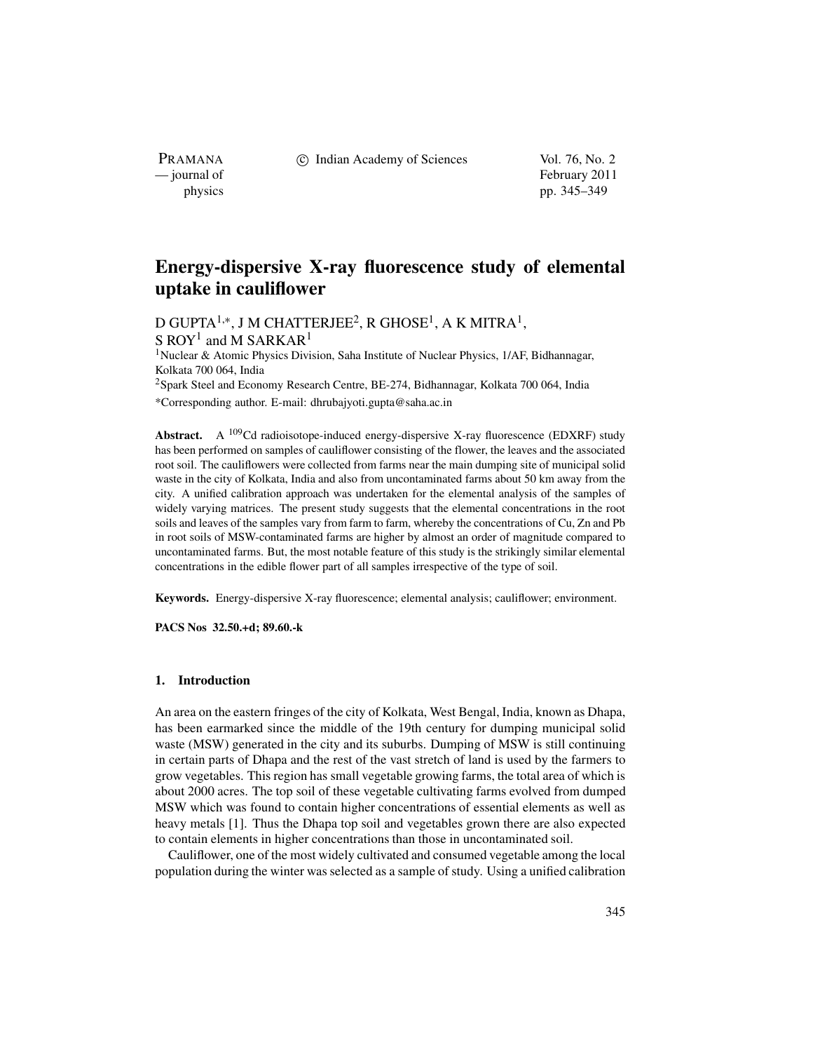# Energy-dispersive X-ray fluorescence study of elemental uptake in cauliflower

D GUPTA[1,*], J M CHATTERJEE[2], R GHOSE[1], A K MITRA[1], S ROY[1] and M SARKAR[1]

[1]Nuclear & Atomic Physics Division, Saha Institute of Nuclear Physics, 1/AF, Bidhannagar, Kolkata 700 064, India

[2]Spark Steel and Economy Research Centre, BE-274, Bidhannagar, Kolkata 700 064, India

*Corresponding author. E-mail: dhrubajyoti.gupta@saha.ac.in

**Abstract.** A $^{109}$Cd radioisotope-induced energy-dispersive X-ray fluorescence (EDXRF) study has been performed on samples of cauliflower consisting of the flower, the leaves and the associated root soil. The cauliflowers were collected from farms near the main dumping site of municipal solid waste in the city of Kolkata, India and also from uncontaminated farms about 50 km away from the city. A unified calibration approach was undertaken for the elemental analysis of the samples of widely varying matrices. The present study suggests that the elemental concentrations in the root soils and leaves of the samples vary from farm to farm, whereby the concentrations of Cu, Zn and Pb in root soils of MSW-contaminated farms are higher by almost an order of magnitude compared to uncontaminated farms. But, the most notable feature of this study is the strikingly similar elemental concentrations in the edible flower part of all samples irrespective of the type of soil.

**Keywords.** Energy-dispersive X-ray fluorescence; elemental analysis; cauliflower; environment.

**PACS Nos 32.50.+d; 89.60.-k**

## 1. Introduction

An area on the eastern fringes of the city of Kolkata, West Bengal, India, known as Dhapa, has been earmarked since the middle of the 19th century for dumping municipal solid waste (MSW) generated in the city and its suburbs. Dumping of MSW is still continuing in certain parts of Dhapa and the rest of the vast stretch of land is used by the farmers to grow vegetables. This region has small vegetable growing farms, the total area of which is about 2000 acres. The top soil of these vegetable cultivating farms evolved from dumped MSW which was found to contain higher concentrations of essential elements as well as heavy metals [1]. Thus the Dhapa top soil and vegetables grown there are also expected to contain elements in higher concentrations than those in uncontaminated soil.

Cauliflower, one of the most widely cultivated and consumed vegetable among the local population during the winter was selected as a sample of study. Using a unified calibration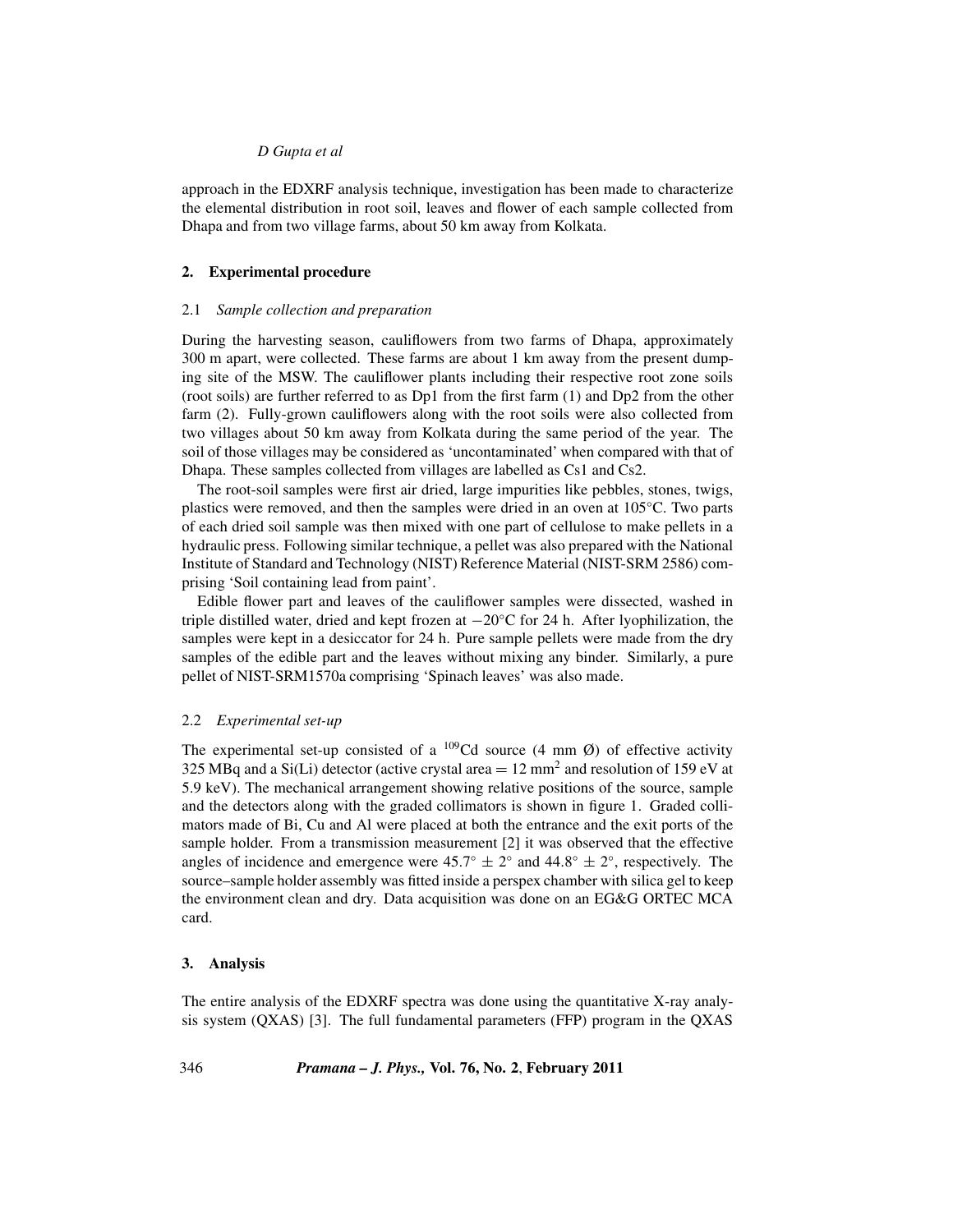approach in the EDXRF analysis technique, investigation has been made to characterize the elemental distribution in root soil, leaves and flower of each sample collected from Dhapa and from two village farms, about 50 km away from Kolkata.

## 2. Experimental procedure

### 2.1 *Sample collection and preparation*

During the harvesting season, cauliflowers from two farms of Dhapa, approximately 300 m apart, were collected. These farms are about 1 km away from the present dumping site of the MSW. The cauliflower plants including their respective root zone soils (root soils) are further referred to as Dp1 from the first farm (1) and Dp2 from the other farm (2). Fully-grown cauliflowers along with the root soils were also collected from two villages about 50 km away from Kolkata during the same period of the year. The soil of those villages may be considered as 'uncontaminated' when compared with that of Dhapa. These samples collected from villages are labelled as Cs1 and Cs2.

The root-soil samples were first air dried, large impurities like pebbles, stones, twigs, plastics were removed, and then the samples were dried in an oven at 105°C. Two parts of each dried soil sample was then mixed with one part of cellulose to make pellets in a hydraulic press. Following similar technique, a pellet was also prepared with the National Institute of Standard and Technology (NIST) Reference Material (NIST-SRM 2586) comprising 'Soil containing lead from paint'.

Edible flower part and leaves of the cauliflower samples were dissected, washed in triple distilled water, dried and kept frozen at −20°C for 24 h. After lyophilization, the samples were kept in a desiccator for 24 h. Pure sample pellets were made from the dry samples of the edible part and the leaves without mixing any binder. Similarly, a pure pellet of NIST-SRM1570a comprising 'Spinach leaves' was also made.

### 2.2 *Experimental set-up*

The experimental set-up consisted of a $^{109}$Cd source (4 mm Ø) of effective activity 325 MBq and a Si(Li) detector (active crystal area = 12 mm$^2$ and resolution of 159 eV at 5.9 keV). The mechanical arrangement showing relative positions of the source, sample and the detectors along with the graded collimators is shown in figure 1. Graded collimators made of Bi, Cu and Al were placed at both the entrance and the exit ports of the sample holder. From a transmission measurement [2] it was observed that the effective angles of incidence and emergence were $45.7^\circ \pm 2^\circ$ and $44.8^\circ \pm 2^\circ$, respectively. The source–sample holder assembly was fitted inside a perspex chamber with silica gel to keep the environment clean and dry. Data acquisition was done on an EG&G ORTEC MCA card.

## 3. Analysis

The entire analysis of the EDXRF spectra was done using the quantitative X-ray analysis system (QXAS) [3]. The full fundamental parameters (FFP) program in the QXAS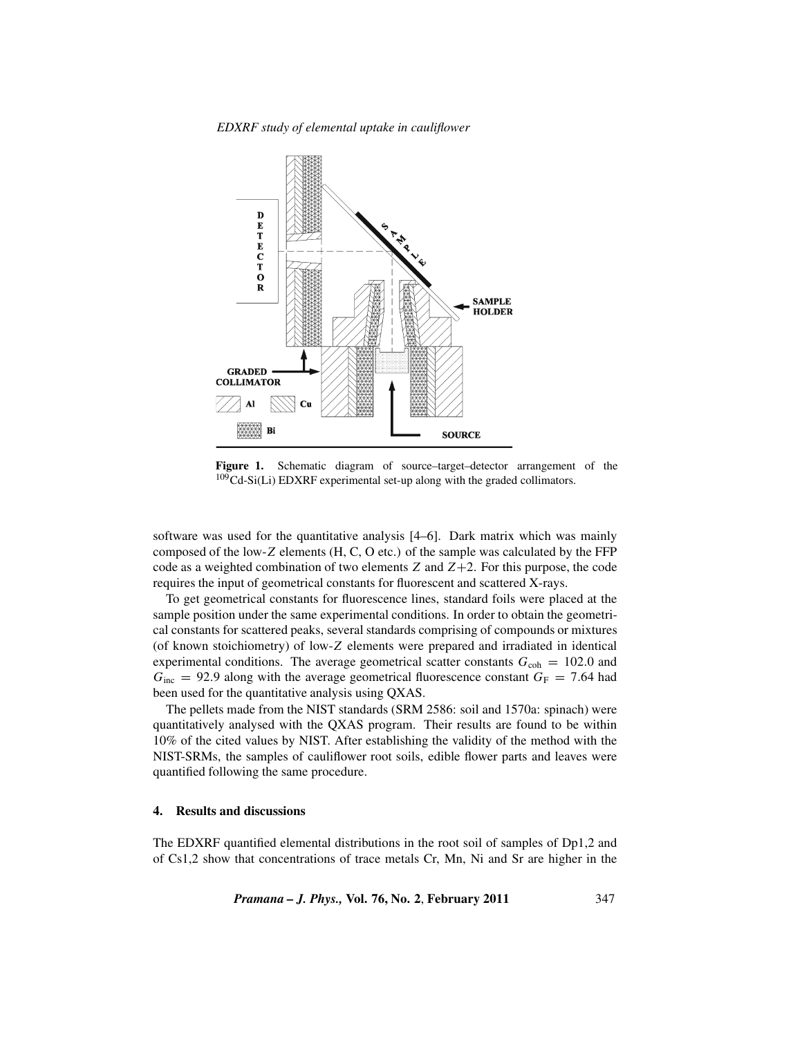**Figure 1.** Schematic diagram of source–target–detector arrangement of the $^{109}$Cd-Si(Li) EDXRF experimental set-up along with the graded collimators.

software was used for the quantitative analysis [4–6]. Dark matrix which was mainly composed of the low-$Z$ elements (H, C, O etc.) of the sample was calculated by the FFP code as a weighted combination of two elements $Z$ and $Z+2$. For this purpose, the code requires the input of geometrical constants for fluorescent and scattered X-rays.

To get geometrical constants for fluorescence lines, standard foils were placed at the sample position under the same experimental conditions. In order to obtain the geometrical constants for scattered peaks, several standards comprising of compounds or mixtures (of known stoichiometry) of low-$Z$ elements were prepared and irradiated in identical experimental conditions. The average geometrical scatter constants $G_{\text{coh}} = 102.0$ and $G_{\text{inc}} = 92.9$ along with the average geometrical fluorescence constant $G_{\text{F}} = 7.64$ had been used for the quantitative analysis using QXAS.

The pellets made from the NIST standards (SRM 2586: soil and 1570a: spinach) were quantitatively analysed with the QXAS program. Their results are found to be within 10% of the cited values by NIST. After establishing the validity of the method with the NIST-SRMs, the samples of cauliflower root soils, edible flower parts and leaves were quantified following the same procedure.

## 4. Results and discussions

The EDXRF quantified elemental distributions in the root soil of samples of Dp1,2 and of Cs1,2 show that concentrations of trace metals Cr, Mn, Ni and Sr are higher in the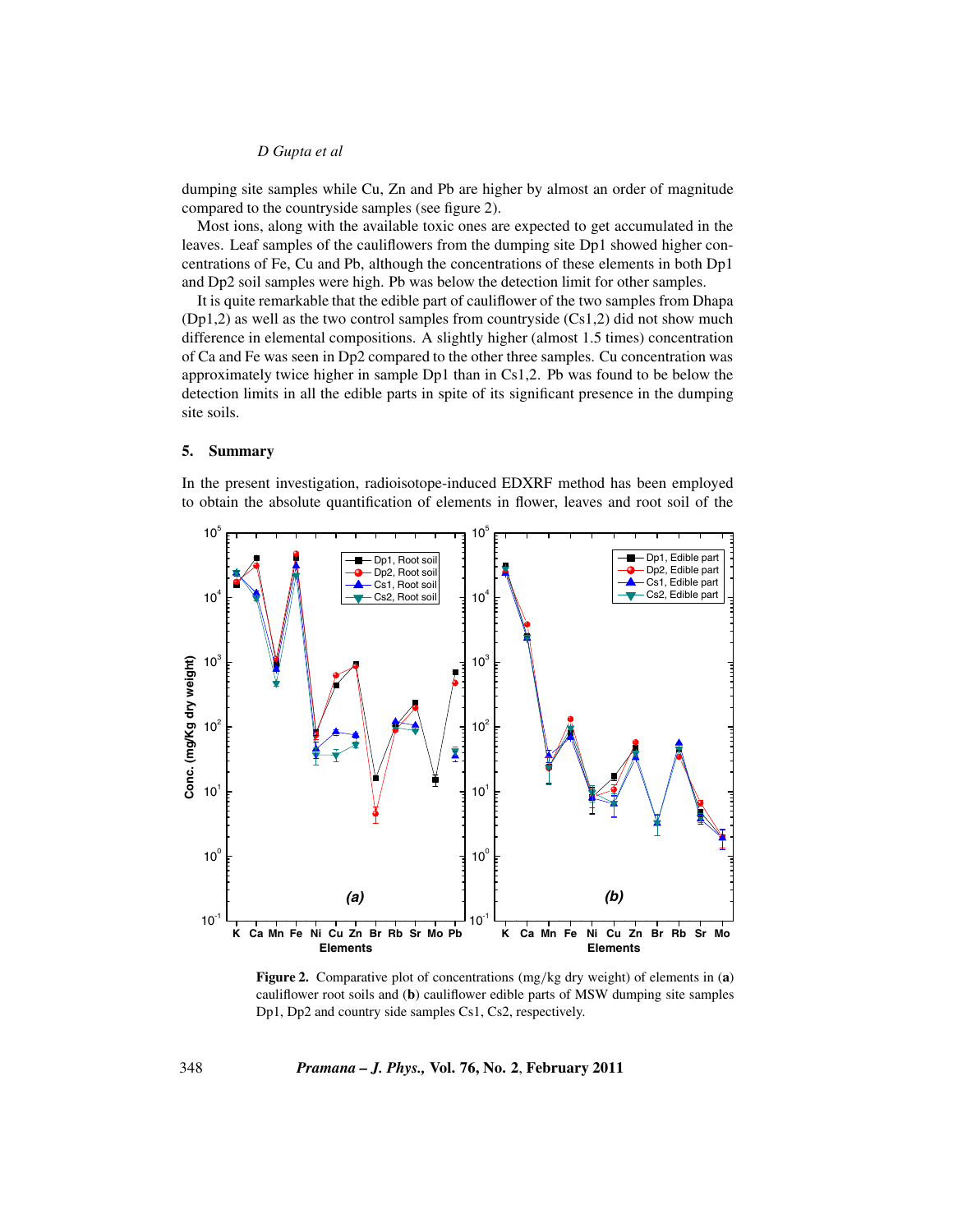dumping site samples while Cu, Zn and Pb are higher by almost an order of magnitude compared to the countryside samples (see figure 2).

Most ions, along with the available toxic ones are expected to get accumulated in the leaves. Leaf samples of the cauliflowers from the dumping site Dp1 showed higher concentrations of Fe, Cu and Pb, although the concentrations of these elements in both Dp1 and Dp2 soil samples were high. Pb was below the detection limit for other samples.

It is quite remarkable that the edible part of cauliflower of the two samples from Dhapa (Dp1,2) as well as the two control samples from countryside (Cs1,2) did not show much difference in elemental compositions. A slightly higher (almost 1.5 times) concentration of Ca and Fe was seen in Dp2 compared to the other three samples. Cu concentration was approximately twice higher in sample Dp1 than in Cs1,2. Pb was found to be below the detection limits in all the edible parts in spite of its significant presence in the dumping site soils.

## 5. Summary

In the present investigation, radioisotope-induced EDXRF method has been employed to obtain the absolute quantification of elements in flower, leaves and root soil of the

**Figure 2.** Comparative plot of concentrations (mg/kg dry weight) of elements in (**a**) cauliflower root soils and (**b**) cauliflower edible parts of MSW dumping site samples Dp1, Dp2 and country side samples Cs1, Cs2, respectively.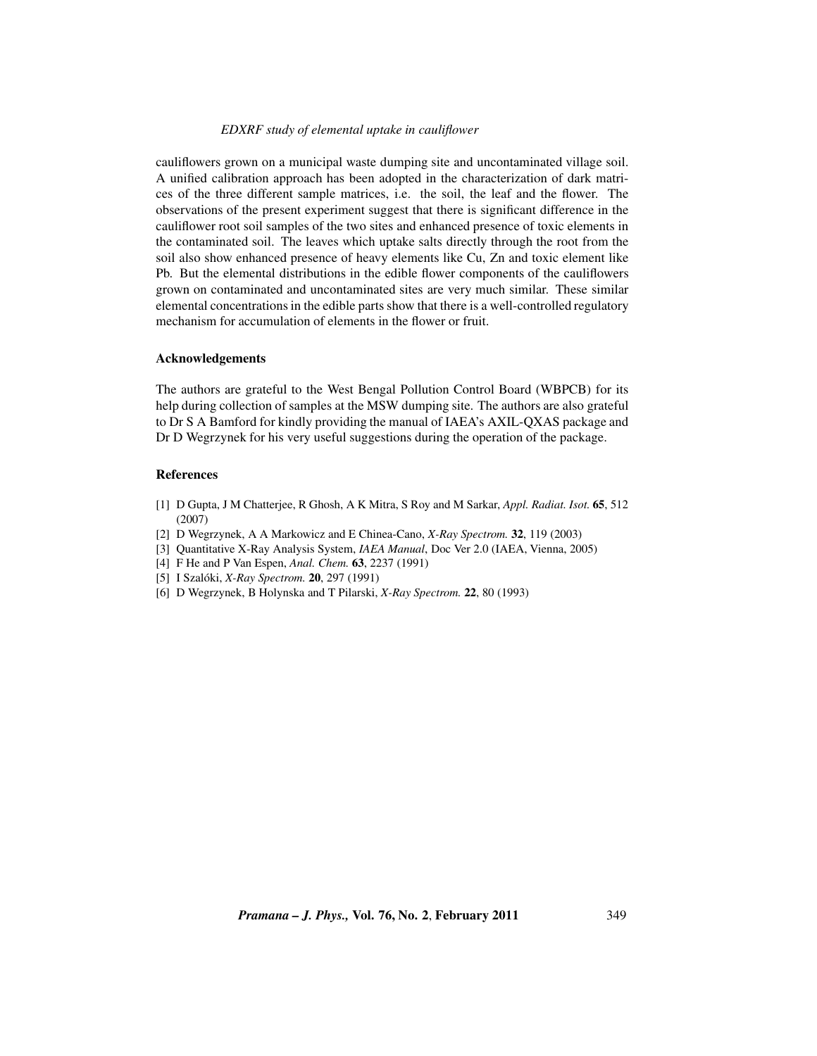cauliflowers grown on a municipal waste dumping site and uncontaminated village soil. A unified calibration approach has been adopted in the characterization of dark matrices of the three different sample matrices, i.e. the soil, the leaf and the flower. The observations of the present experiment suggest that there is significant difference in the cauliflower root soil samples of the two sites and enhanced presence of toxic elements in the contaminated soil. The leaves which uptake salts directly through the root from the soil also show enhanced presence of heavy elements like Cu, Zn and toxic element like Pb. But the elemental distributions in the edible flower components of the cauliflowers grown on contaminated and uncontaminated sites are very much similar. These similar elemental concentrations in the edible parts show that there is a well-controlled regulatory mechanism for accumulation of elements in the flower or fruit.

### Acknowledgements

The authors are grateful to the West Bengal Pollution Control Board (WBPCB) for its help during collection of samples at the MSW dumping site. The authors are also grateful to Dr S A Bamford for kindly providing the manual of IAEA's AXIL-QXAS package and Dr D Wegrzynek for his very useful suggestions during the operation of the package.

### References

[1] D Gupta, J M Chatterjee, R Ghosh, A K Mitra, S Roy and M Sarkar, *Appl. Radiat. Isot.* **65**, 512 (2007)

[2] D Wegrzynek, A A Markowicz and E Chinea-Cano, *X-Ray Spectrom.* **32**, 119 (2003)

[3] Quantitative X-Ray Analysis System, *IAEA Manual*, Doc Ver 2.0 (IAEA, Vienna, 2005)

[4] F He and P Van Espen, *Anal. Chem.* **63**, 2237 (1991)

[5] I Szalóki, *X-Ray Spectrom.* **20**, 297 (1991)

[6] D Wegrzynek, B Holynska and T Pilarski, *X-Ray Spectrom.* **22**, 80 (1993)